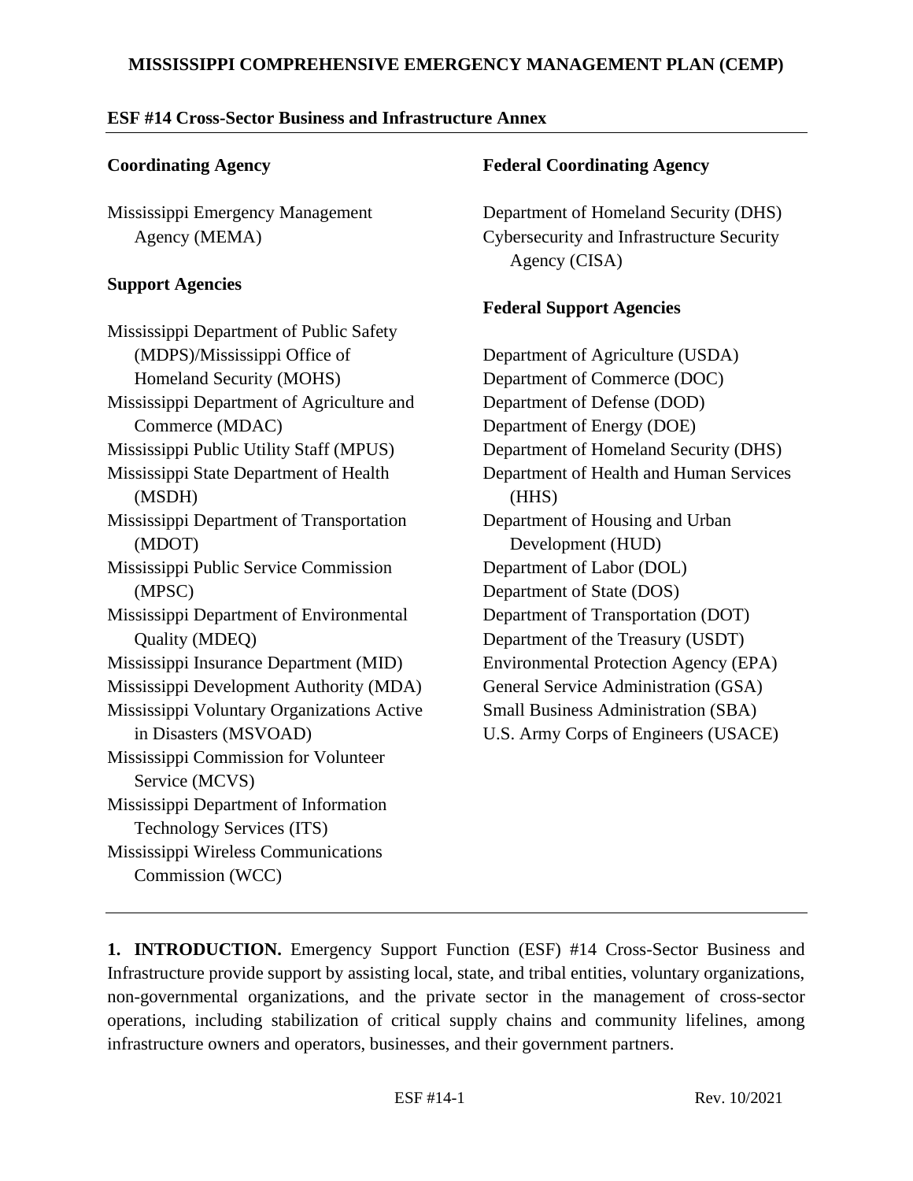# MISSISSIPPI COMPREHENSIVE EMERGENCY MANAGEMENT PLAN (CEMP)

## ESF #14 Cross-Sector Business and Infrastructure Annex

**Coordinating Agency**

Mississippi Emergency Management Agency (MEMA)

**Support Agencies**

Mississippi Department of Public Safety (MDPS)/Mississippi Office of Homeland Security (MOHS)
Mississippi Department of Agriculture and Commerce (MDAC)
Mississippi Public Utility Staff (MPUS)
Mississippi State Department of Health (MSDH)
Mississippi Department of Transportation (MDOT)
Mississippi Public Service Commission (MPSC)
Mississippi Department of Environmental Quality (MDEQ)
Mississippi Insurance Department (MID)
Mississippi Development Authority (MDA)
Mississippi Voluntary Organizations Active in Disasters (MSVOAD)
Mississippi Commission for Volunteer Service (MCVS)
Mississippi Department of Information Technology Services (ITS)
Mississippi Wireless Communications Commission (WCC)

**Federal Coordinating Agency**

Department of Homeland Security (DHS)
Cybersecurity and Infrastructure Security Agency (CISA)

**Federal Support Agencies**

Department of Agriculture (USDA)
Department of Commerce (DOC)
Department of Defense (DOD)
Department of Energy (DOE)
Department of Homeland Security (DHS)
Department of Health and Human Services (HHS)
Department of Housing and Urban Development (HUD)
Department of Labor (DOL)
Department of State (DOS)
Department of Transportation (DOT)
Department of the Treasury (USDT)
Environmental Protection Agency (EPA)
General Service Administration (GSA)
Small Business Administration (SBA)
U.S. Army Corps of Engineers (USACE)

---

**1. INTRODUCTION.** Emergency Support Function (ESF) #14 Cross-Sector Business and Infrastructure provide support by assisting local, state, and tribal entities, voluntary organizations, non-governmental organizations, and the private sector in the management of cross-sector operations, including stabilization of critical supply chains and community lifelines, among infrastructure owners and operators, businesses, and their government partners.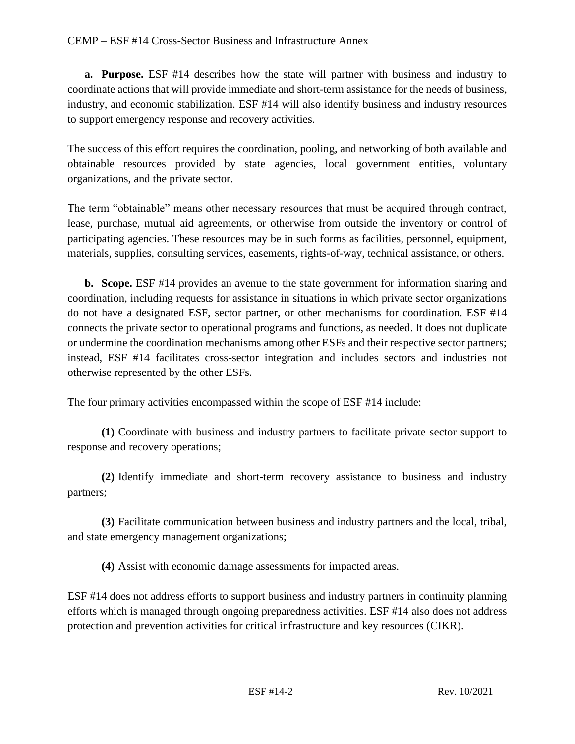**a. Purpose.** ESF #14 describes how the state will partner with business and industry to coordinate actions that will provide immediate and short-term assistance for the needs of business, industry, and economic stabilization. ESF #14 will also identify business and industry resources to support emergency response and recovery activities.

The success of this effort requires the coordination, pooling, and networking of both available and obtainable resources provided by state agencies, local government entities, voluntary organizations, and the private sector.

The term "obtainable" means other necessary resources that must be acquired through contract, lease, purchase, mutual aid agreements, or otherwise from outside the inventory or control of participating agencies. These resources may be in such forms as facilities, personnel, equipment, materials, supplies, consulting services, easements, rights-of-way, technical assistance, or others.

**b. Scope.** ESF #14 provides an avenue to the state government for information sharing and coordination, including requests for assistance in situations in which private sector organizations do not have a designated ESF, sector partner, or other mechanisms for coordination. ESF #14 connects the private sector to operational programs and functions, as needed. It does not duplicate or undermine the coordination mechanisms among other ESFs and their respective sector partners; instead, ESF #14 facilitates cross-sector integration and includes sectors and industries not otherwise represented by the other ESFs.

The four primary activities encompassed within the scope of ESF #14 include:

**(1)** Coordinate with business and industry partners to facilitate private sector support to response and recovery operations;

**(2)** Identify immediate and short-term recovery assistance to business and industry partners;

**(3)** Facilitate communication between business and industry partners and the local, tribal, and state emergency management organizations;

**(4)** Assist with economic damage assessments for impacted areas.

ESF #14 does not address efforts to support business and industry partners in continuity planning efforts which is managed through ongoing preparedness activities. ESF #14 also does not address protection and prevention activities for critical infrastructure and key resources (CIKR).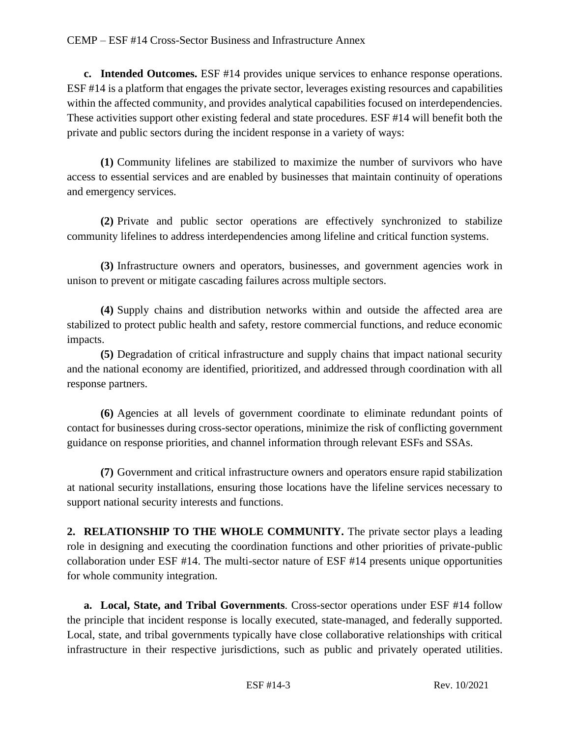**c. Intended Outcomes.** ESF #14 provides unique services to enhance response operations. ESF #14 is a platform that engages the private sector, leverages existing resources and capabilities within the affected community, and provides analytical capabilities focused on interdependencies. These activities support other existing federal and state procedures. ESF #14 will benefit both the private and public sectors during the incident response in a variety of ways:

**(1)** Community lifelines are stabilized to maximize the number of survivors who have access to essential services and are enabled by businesses that maintain continuity of operations and emergency services.

**(2)** Private and public sector operations are effectively synchronized to stabilize community lifelines to address interdependencies among lifeline and critical function systems.

**(3)** Infrastructure owners and operators, businesses, and government agencies work in unison to prevent or mitigate cascading failures across multiple sectors.

**(4)** Supply chains and distribution networks within and outside the affected area are stabilized to protect public health and safety, restore commercial functions, and reduce economic impacts.

**(5)** Degradation of critical infrastructure and supply chains that impact national security and the national economy are identified, prioritized, and addressed through coordination with all response partners.

**(6)** Agencies at all levels of government coordinate to eliminate redundant points of contact for businesses during cross-sector operations, minimize the risk of conflicting government guidance on response priorities, and channel information through relevant ESFs and SSAs.

**(7)** Government and critical infrastructure owners and operators ensure rapid stabilization at national security installations, ensuring those locations have the lifeline services necessary to support national security interests and functions.

**2. RELATIONSHIP TO THE WHOLE COMMUNITY.** The private sector plays a leading role in designing and executing the coordination functions and other priorities of private-public collaboration under ESF #14. The multi-sector nature of ESF #14 presents unique opportunities for whole community integration.

**a. Local, State, and Tribal Governments**. Cross-sector operations under ESF #14 follow the principle that incident response is locally executed, state-managed, and federally supported. Local, state, and tribal governments typically have close collaborative relationships with critical infrastructure in their respective jurisdictions, such as public and privately operated utilities.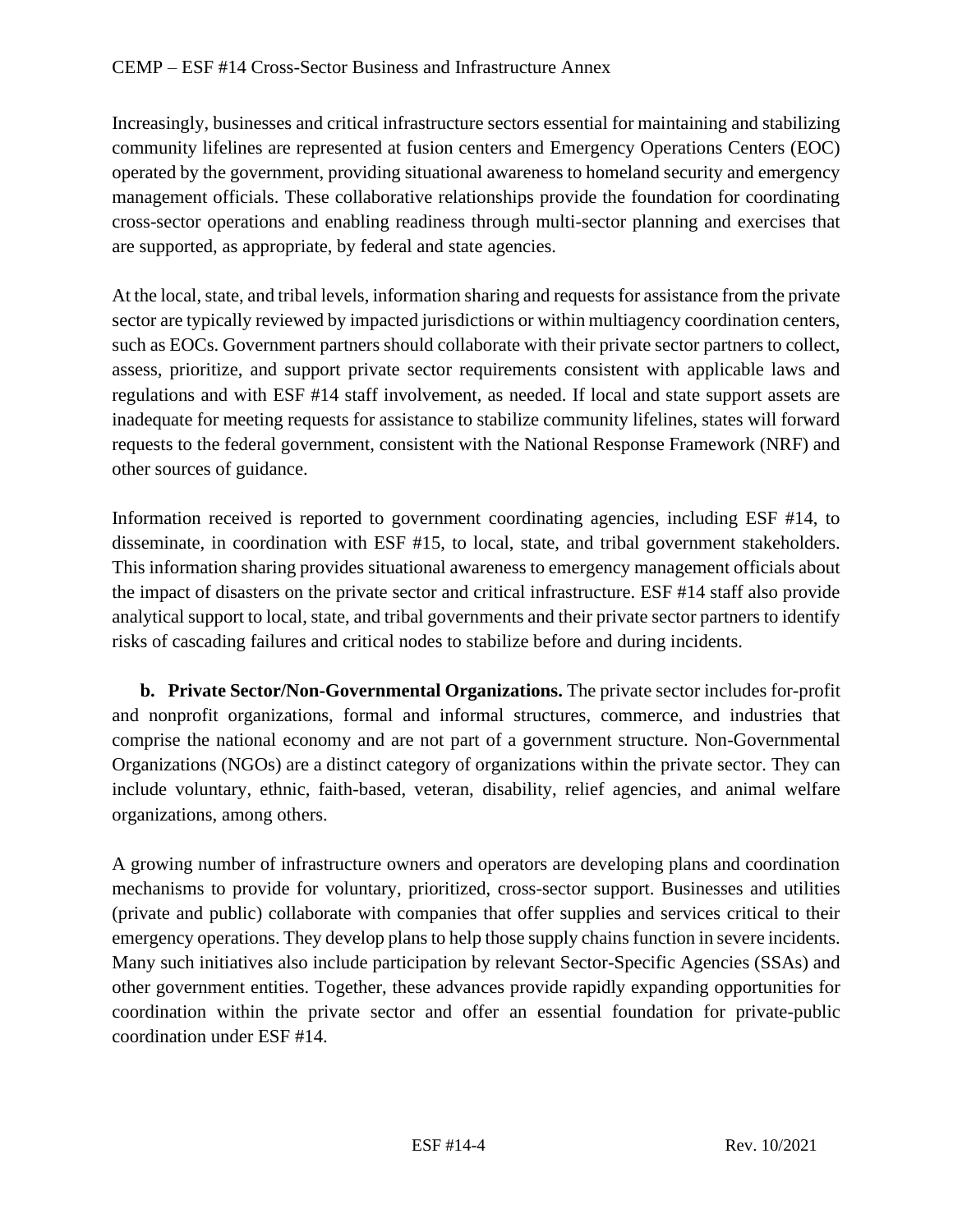Increasingly, businesses and critical infrastructure sectors essential for maintaining and stabilizing community lifelines are represented at fusion centers and Emergency Operations Centers (EOC) operated by the government, providing situational awareness to homeland security and emergency management officials. These collaborative relationships provide the foundation for coordinating cross-sector operations and enabling readiness through multi-sector planning and exercises that are supported, as appropriate, by federal and state agencies.

At the local, state, and tribal levels, information sharing and requests for assistance from the private sector are typically reviewed by impacted jurisdictions or within multiagency coordination centers, such as EOCs. Government partners should collaborate with their private sector partners to collect, assess, prioritize, and support private sector requirements consistent with applicable laws and regulations and with ESF #14 staff involvement, as needed. If local and state support assets are inadequate for meeting requests for assistance to stabilize community lifelines, states will forward requests to the federal government, consistent with the National Response Framework (NRF) and other sources of guidance.

Information received is reported to government coordinating agencies, including ESF #14, to disseminate, in coordination with ESF #15, to local, state, and tribal government stakeholders. This information sharing provides situational awareness to emergency management officials about the impact of disasters on the private sector and critical infrastructure. ESF #14 staff also provide analytical support to local, state, and tribal governments and their private sector partners to identify risks of cascading failures and critical nodes to stabilize before and during incidents.

**b. Private Sector/Non-Governmental Organizations.** The private sector includes for-profit and nonprofit organizations, formal and informal structures, commerce, and industries that comprise the national economy and are not part of a government structure. Non-Governmental Organizations (NGOs) are a distinct category of organizations within the private sector. They can include voluntary, ethnic, faith-based, veteran, disability, relief agencies, and animal welfare organizations, among others.

A growing number of infrastructure owners and operators are developing plans and coordination mechanisms to provide for voluntary, prioritized, cross-sector support. Businesses and utilities (private and public) collaborate with companies that offer supplies and services critical to their emergency operations. They develop plans to help those supply chains function in severe incidents. Many such initiatives also include participation by relevant Sector-Specific Agencies (SSAs) and other government entities. Together, these advances provide rapidly expanding opportunities for coordination within the private sector and offer an essential foundation for private-public coordination under ESF #14.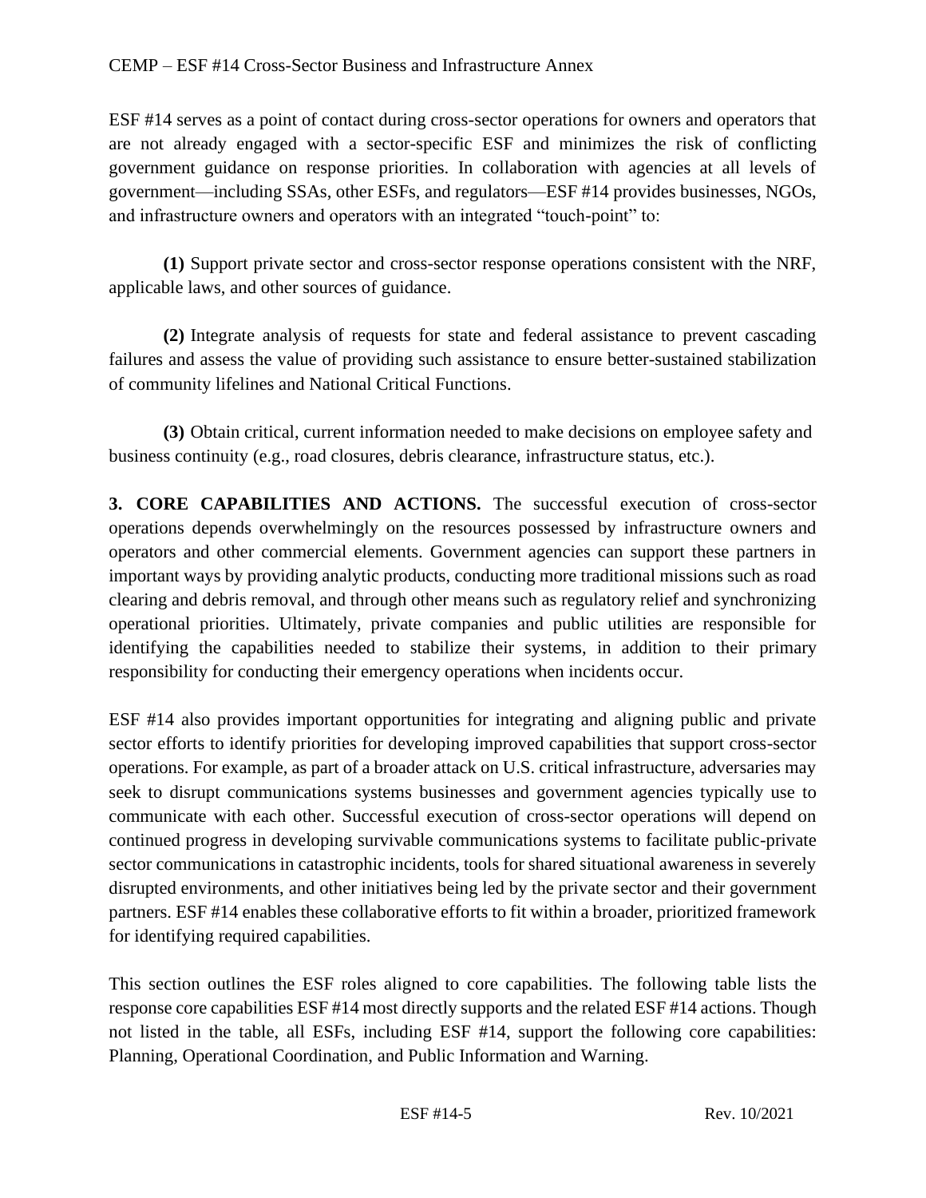ESF #14 serves as a point of contact during cross-sector operations for owners and operators that are not already engaged with a sector-specific ESF and minimizes the risk of conflicting government guidance on response priorities. In collaboration with agencies at all levels of government—including SSAs, other ESFs, and regulators—ESF #14 provides businesses, NGOs, and infrastructure owners and operators with an integrated "touch-point" to:

**(1)** Support private sector and cross-sector response operations consistent with the NRF, applicable laws, and other sources of guidance.

**(2)** Integrate analysis of requests for state and federal assistance to prevent cascading failures and assess the value of providing such assistance to ensure better-sustained stabilization of community lifelines and National Critical Functions.

**(3)** Obtain critical, current information needed to make decisions on employee safety and business continuity (e.g., road closures, debris clearance, infrastructure status, etc.).

**3. CORE CAPABILITIES AND ACTIONS.** The successful execution of cross-sector operations depends overwhelmingly on the resources possessed by infrastructure owners and operators and other commercial elements. Government agencies can support these partners in important ways by providing analytic products, conducting more traditional missions such as road clearing and debris removal, and through other means such as regulatory relief and synchronizing operational priorities. Ultimately, private companies and public utilities are responsible for identifying the capabilities needed to stabilize their systems, in addition to their primary responsibility for conducting their emergency operations when incidents occur.

ESF #14 also provides important opportunities for integrating and aligning public and private sector efforts to identify priorities for developing improved capabilities that support cross-sector operations. For example, as part of a broader attack on U.S. critical infrastructure, adversaries may seek to disrupt communications systems businesses and government agencies typically use to communicate with each other. Successful execution of cross-sector operations will depend on continued progress in developing survivable communications systems to facilitate public-private sector communications in catastrophic incidents, tools for shared situational awareness in severely disrupted environments, and other initiatives being led by the private sector and their government partners. ESF #14 enables these collaborative efforts to fit within a broader, prioritized framework for identifying required capabilities.

This section outlines the ESF roles aligned to core capabilities. The following table lists the response core capabilities ESF #14 most directly supports and the related ESF #14 actions. Though not listed in the table, all ESFs, including ESF #14, support the following core capabilities: Planning, Operational Coordination, and Public Information and Warning.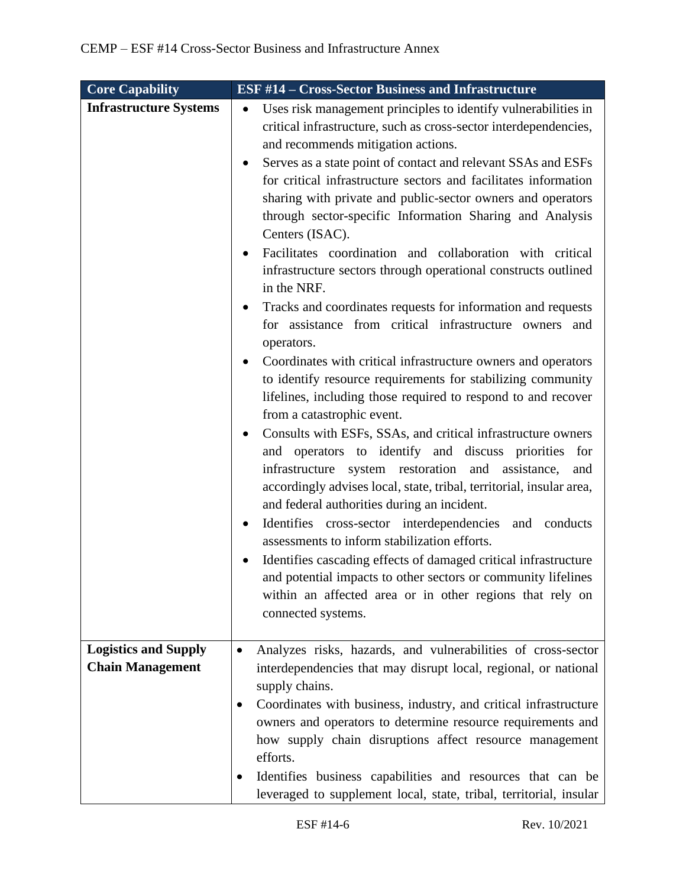| Core Capability | ESF #14 – Cross-Sector Business and Infrastructure |
|---|---|
| **Infrastructure Systems** | • Uses risk management principles to identify vulnerabilities in critical infrastructure, such as cross-sector interdependencies, and recommends mitigation actions.<br>• Serves as a state point of contact and relevant SSAs and ESFs for critical infrastructure sectors and facilitates information sharing with private and public-sector owners and operators through sector-specific Information Sharing and Analysis Centers (ISAC).<br>• Facilitates coordination and collaboration with critical infrastructure sectors through operational constructs outlined in the NRF.<br>• Tracks and coordinates requests for information and requests for assistance from critical infrastructure owners and operators.<br>• Coordinates with critical infrastructure owners and operators to identify resource requirements for stabilizing community lifelines, including those required to respond to and recover from a catastrophic event.<br>• Consults with ESFs, SSAs, and critical infrastructure owners and operators to identify and discuss priorities for infrastructure system restoration and assistance, and accordingly advises local, state, tribal, territorial, insular area, and federal authorities during an incident.<br>• Identifies cross-sector interdependencies and conducts assessments to inform stabilization efforts.<br>• Identifies cascading effects of damaged critical infrastructure and potential impacts to other sectors or community lifelines within an affected area or in other regions that rely on connected systems. |
| **Logistics and Supply Chain Management** | • Analyzes risks, hazards, and vulnerabilities of cross-sector interdependencies that may disrupt local, regional, or national supply chains.<br>• Coordinates with business, industry, and critical infrastructure owners and operators to determine resource requirements and how supply chain disruptions affect resource management efforts.<br>• Identifies business capabilities and resources that can be leveraged to supplement local, state, tribal, territorial, insular |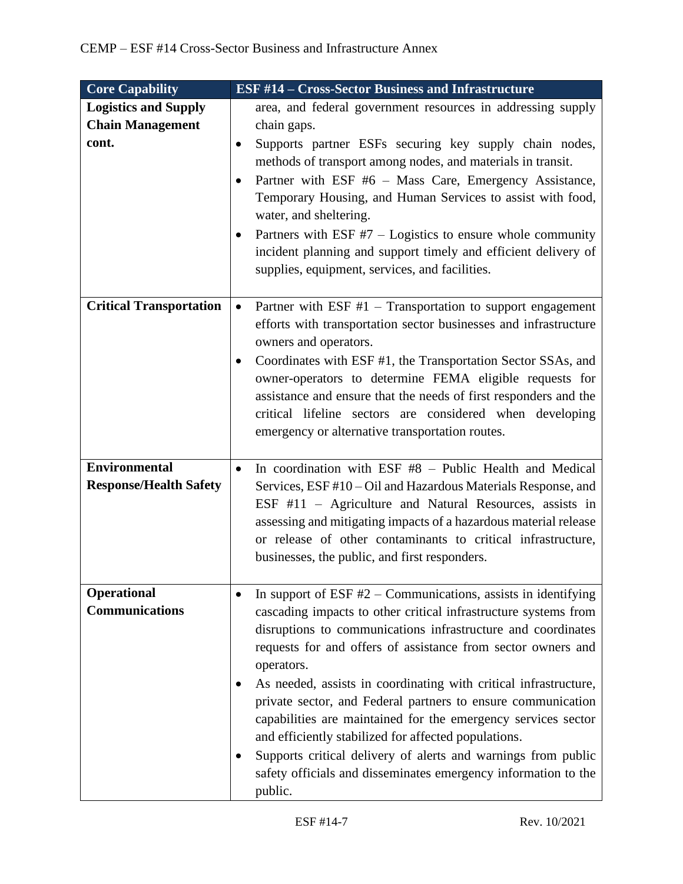| Core Capability | ESF #14 – Cross-Sector Business and Infrastructure |
|---|---|
| **Logistics and Supply Chain Management cont.** | area, and federal government resources in addressing supply chain gaps.<br>• Supports partner ESFs securing key supply chain nodes, methods of transport among nodes, and materials in transit.<br>• Partner with ESF #6 – Mass Care, Emergency Assistance, Temporary Housing, and Human Services to assist with food, water, and sheltering.<br>• Partners with ESF #7 – Logistics to ensure whole community incident planning and support timely and efficient delivery of supplies, equipment, services, and facilities. |
| **Critical Transportation** | • Partner with ESF #1 – Transportation to support engagement efforts with transportation sector businesses and infrastructure owners and operators.<br>• Coordinates with ESF #1, the Transportation Sector SSAs, and owner-operators to determine FEMA eligible requests for assistance and ensure that the needs of first responders and the critical lifeline sectors are considered when developing emergency or alternative transportation routes. |
| **Environmental Response/Health Safety** | • In coordination with ESF #8 – Public Health and Medical Services, ESF #10 – Oil and Hazardous Materials Response, and ESF #11 – Agriculture and Natural Resources, assists in assessing and mitigating impacts of a hazardous material release or release of other contaminants to critical infrastructure, businesses, the public, and first responders. |
| **Operational Communications** | • In support of ESF #2 – Communications, assists in identifying cascading impacts to other critical infrastructure systems from disruptions to communications infrastructure and coordinates requests for and offers of assistance from sector owners and operators.<br>• As needed, assists in coordinating with critical infrastructure, private sector, and Federal partners to ensure communication capabilities are maintained for the emergency services sector and efficiently stabilized for affected populations.<br>• Supports critical delivery of alerts and warnings from public safety officials and disseminates emergency information to the public. |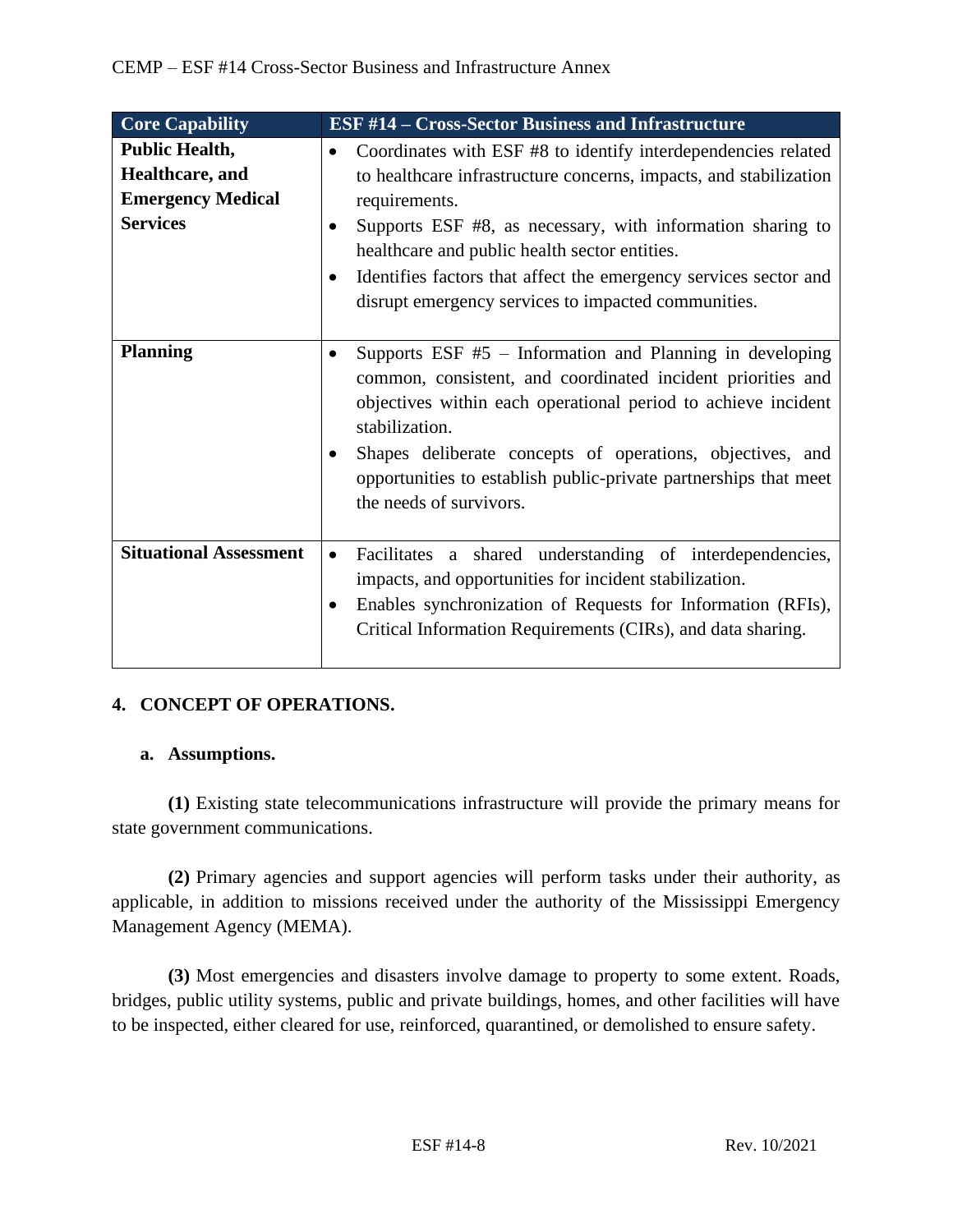| Core Capability | ESF #14 – Cross-Sector Business and Infrastructure |
|---|---|
| **Public Health, Healthcare, and Emergency Medical Services** | • Coordinates with ESF #8 to identify interdependencies related to healthcare infrastructure concerns, impacts, and stabilization requirements.<br>• Supports ESF #8, as necessary, with information sharing to healthcare and public health sector entities.<br>• Identifies factors that affect the emergency services sector and disrupt emergency services to impacted communities. |
| **Planning** | • Supports ESF #5 – Information and Planning in developing common, consistent, and coordinated incident priorities and objectives within each operational period to achieve incident stabilization.<br>• Shapes deliberate concepts of operations, objectives, and opportunities to establish public-private partnerships that meet the needs of survivors. |
| **Situational Assessment** | • Facilitates a shared understanding of interdependencies, impacts, and opportunities for incident stabilization.<br>• Enables synchronization of Requests for Information (RFIs), Critical Information Requirements (CIRs), and data sharing. |

## 4. CONCEPT OF OPERATIONS.

### a. Assumptions.

**(1)** Existing state telecommunications infrastructure will provide the primary means for state government communications.

**(2)** Primary agencies and support agencies will perform tasks under their authority, as applicable, in addition to missions received under the authority of the Mississippi Emergency Management Agency (MEMA).

**(3)** Most emergencies and disasters involve damage to property to some extent. Roads, bridges, public utility systems, public and private buildings, homes, and other facilities will have to be inspected, either cleared for use, reinforced, quarantined, or demolished to ensure safety.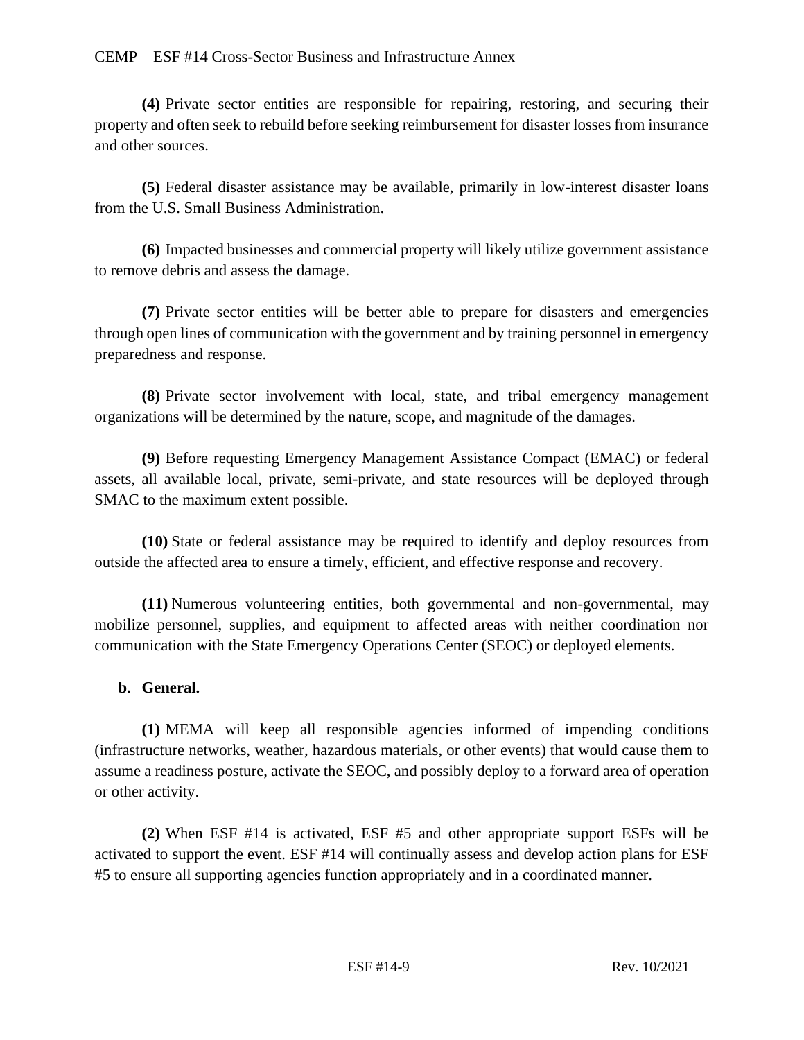**(4)** Private sector entities are responsible for repairing, restoring, and securing their property and often seek to rebuild before seeking reimbursement for disaster losses from insurance and other sources.

**(5)** Federal disaster assistance may be available, primarily in low-interest disaster loans from the U.S. Small Business Administration.

**(6)** Impacted businesses and commercial property will likely utilize government assistance to remove debris and assess the damage.

**(7)** Private sector entities will be better able to prepare for disasters and emergencies through open lines of communication with the government and by training personnel in emergency preparedness and response.

**(8)** Private sector involvement with local, state, and tribal emergency management organizations will be determined by the nature, scope, and magnitude of the damages.

**(9)** Before requesting Emergency Management Assistance Compact (EMAC) or federal assets, all available local, private, semi-private, and state resources will be deployed through SMAC to the maximum extent possible.

**(10)** State or federal assistance may be required to identify and deploy resources from outside the affected area to ensure a timely, efficient, and effective response and recovery.

**(11)** Numerous volunteering entities, both governmental and non-governmental, may mobilize personnel, supplies, and equipment to affected areas with neither coordination nor communication with the State Emergency Operations Center (SEOC) or deployed elements.

**b. General.**

**(1)** MEMA will keep all responsible agencies informed of impending conditions (infrastructure networks, weather, hazardous materials, or other events) that would cause them to assume a readiness posture, activate the SEOC, and possibly deploy to a forward area of operation or other activity.

**(2)** When ESF #14 is activated, ESF #5 and other appropriate support ESFs will be activated to support the event. ESF #14 will continually assess and develop action plans for ESF #5 to ensure all supporting agencies function appropriately and in a coordinated manner.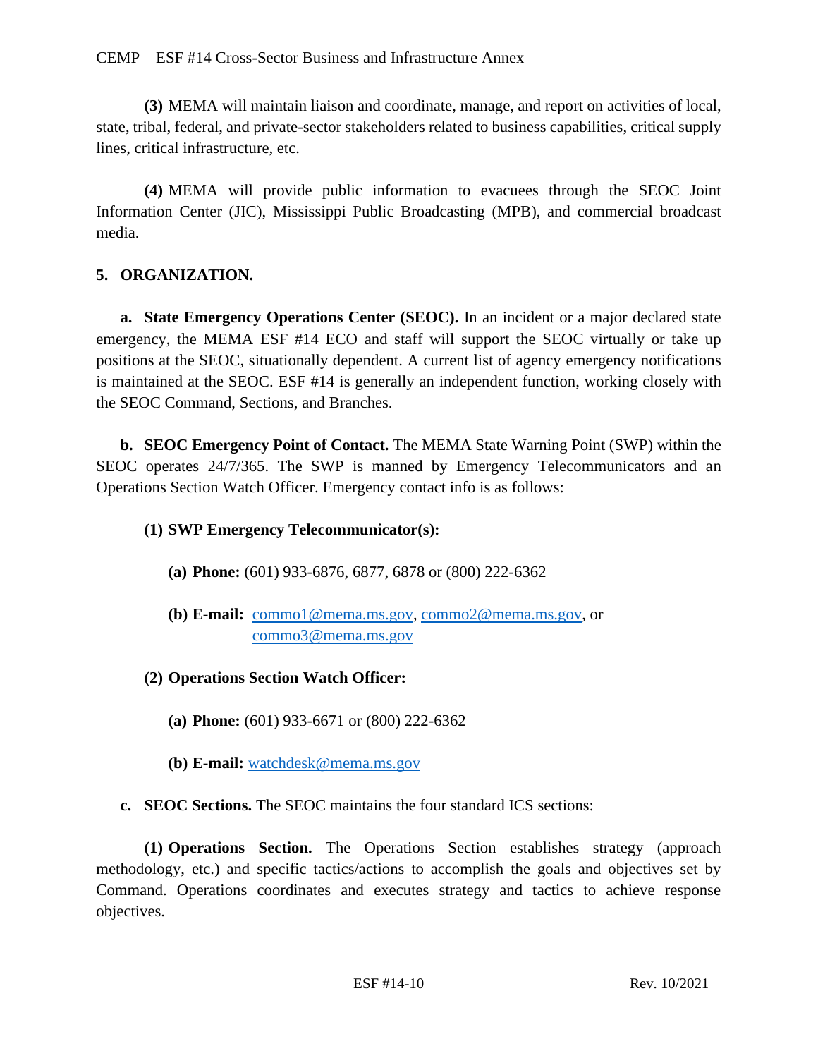**(3)** MEMA will maintain liaison and coordinate, manage, and report on activities of local, state, tribal, federal, and private-sector stakeholders related to business capabilities, critical supply lines, critical infrastructure, etc.

**(4)** MEMA will provide public information to evacuees through the SEOC Joint Information Center (JIC), Mississippi Public Broadcasting (MPB), and commercial broadcast media.

## 5. ORGANIZATION.

**a. State Emergency Operations Center (SEOC).** In an incident or a major declared state emergency, the MEMA ESF #14 ECO and staff will support the SEOC virtually or take up positions at the SEOC, situationally dependent. A current list of agency emergency notifications is maintained at the SEOC. ESF #14 is generally an independent function, working closely with the SEOC Command, Sections, and Branches.

**b. SEOC Emergency Point of Contact.** The MEMA State Warning Point (SWP) within the SEOC operates 24/7/365. The SWP is manned by Emergency Telecommunicators and an Operations Section Watch Officer. Emergency contact info is as follows:

**(1) SWP Emergency Telecommunicator(s):**

**(a) Phone:** (601) 933-6876, 6877, 6878 or (800) 222-6362

**(b) E-mail:** commo1@mema.ms.gov, commo2@mema.ms.gov, or commo3@mema.ms.gov

**(2) Operations Section Watch Officer:**

**(a) Phone:** (601) 933-6671 or (800) 222-6362

**(b) E-mail:** watchdesk@mema.ms.gov

**c. SEOC Sections.** The SEOC maintains the four standard ICS sections:

**(1) Operations Section.** The Operations Section establishes strategy (approach methodology, etc.) and specific tactics/actions to accomplish the goals and objectives set by Command. Operations coordinates and executes strategy and tactics to achieve response objectives.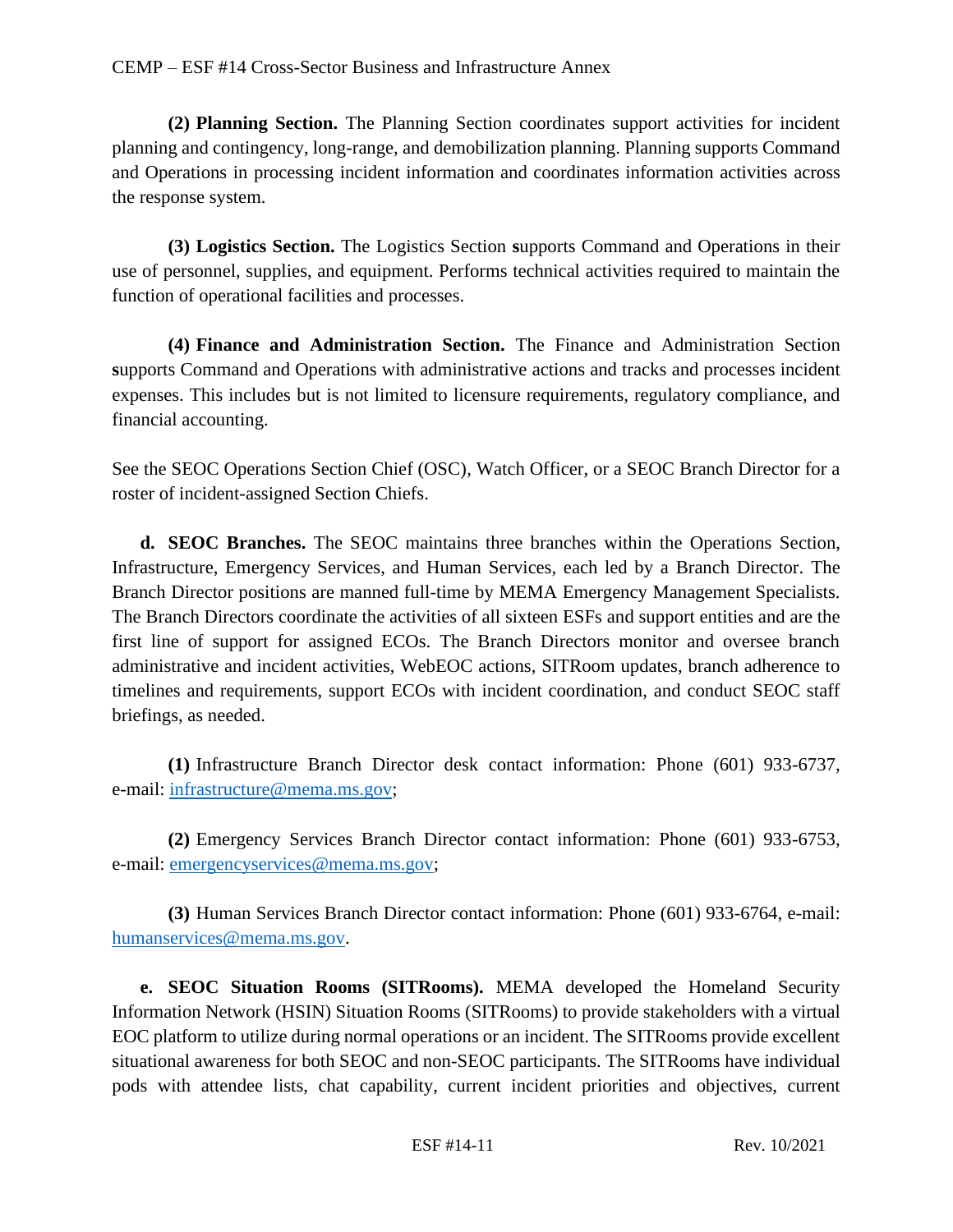**(2) Planning Section.** The Planning Section coordinates support activities for incident planning and contingency, long-range, and demobilization planning. Planning supports Command and Operations in processing incident information and coordinates information activities across the response system.

**(3) Logistics Section.** The Logistics Section **s**upports Command and Operations in their use of personnel, supplies, and equipment. Performs technical activities required to maintain the function of operational facilities and processes.

**(4) Finance and Administration Section.** The Finance and Administration Section **s**upports Command and Operations with administrative actions and tracks and processes incident expenses. This includes but is not limited to licensure requirements, regulatory compliance, and financial accounting.

See the SEOC Operations Section Chief (OSC), Watch Officer, or a SEOC Branch Director for a roster of incident-assigned Section Chiefs.

**d. SEOC Branches.** The SEOC maintains three branches within the Operations Section, Infrastructure, Emergency Services, and Human Services, each led by a Branch Director. The Branch Director positions are manned full-time by MEMA Emergency Management Specialists. The Branch Directors coordinate the activities of all sixteen ESFs and support entities and are the first line of support for assigned ECOs. The Branch Directors monitor and oversee branch administrative and incident activities, WebEOC actions, SITRoom updates, branch adherence to timelines and requirements, support ECOs with incident coordination, and conduct SEOC staff briefings, as needed.

**(1)** Infrastructure Branch Director desk contact information: Phone (601) 933-6737, e-mail: infrastructure@mema.ms.gov;

**(2)** Emergency Services Branch Director contact information: Phone (601) 933-6753, e-mail: emergencyservices@mema.ms.gov;

**(3)** Human Services Branch Director contact information: Phone (601) 933-6764, e-mail: humanservices@mema.ms.gov.

**e. SEOC Situation Rooms (SITRooms).** MEMA developed the Homeland Security Information Network (HSIN) Situation Rooms (SITRooms) to provide stakeholders with a virtual EOC platform to utilize during normal operations or an incident. The SITRooms provide excellent situational awareness for both SEOC and non-SEOC participants. The SITRooms have individual pods with attendee lists, chat capability, current incident priorities and objectives, current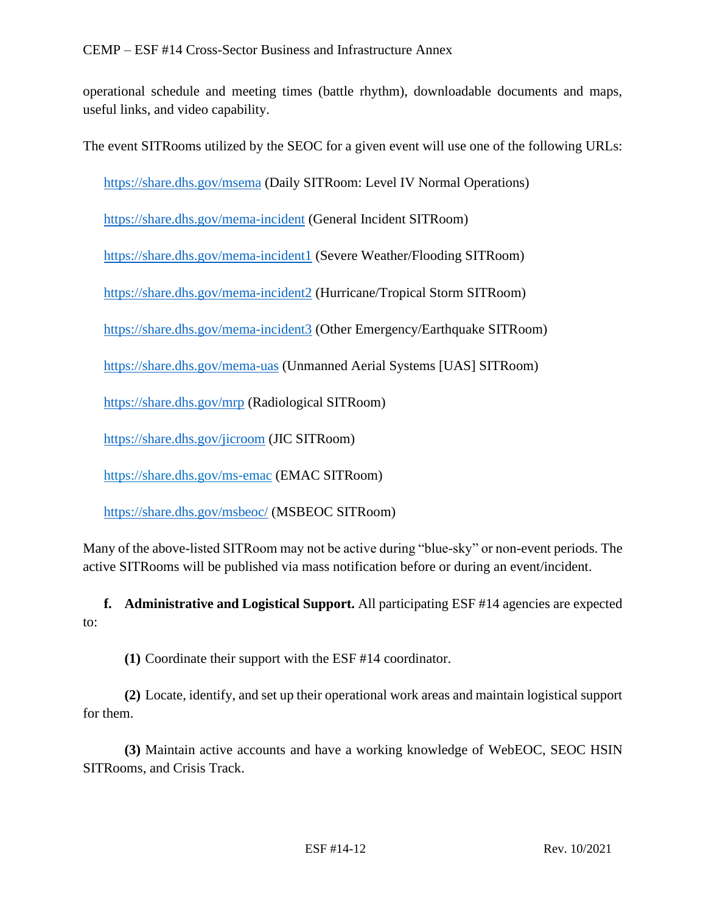operational schedule and meeting times (battle rhythm), downloadable documents and maps, useful links, and video capability.

The event SITRooms utilized by the SEOC for a given event will use one of the following URLs:

https://share.dhs.gov/msema (Daily SITRoom: Level IV Normal Operations)

https://share.dhs.gov/mema-incident (General Incident SITRoom)

https://share.dhs.gov/mema-incident1 (Severe Weather/Flooding SITRoom)

https://share.dhs.gov/mema-incident2 (Hurricane/Tropical Storm SITRoom)

https://share.dhs.gov/mema-incident3 (Other Emergency/Earthquake SITRoom)

https://share.dhs.gov/mema-uas (Unmanned Aerial Systems [UAS] SITRoom)

https://share.dhs.gov/mrp (Radiological SITRoom)

https://share.dhs.gov/jicroom (JIC SITRoom)

https://share.dhs.gov/ms-emac (EMAC SITRoom)

https://share.dhs.gov/msbeoc/ (MSBEOC SITRoom)

Many of the above-listed SITRoom may not be active during "blue-sky" or non-event periods. The active SITRooms will be published via mass notification before or during an event/incident.

**f. Administrative and Logistical Support.** All participating ESF #14 agencies are expected to:

**(1)** Coordinate their support with the ESF #14 coordinator.

**(2)** Locate, identify, and set up their operational work areas and maintain logistical support for them.

**(3)** Maintain active accounts and have a working knowledge of WebEOC, SEOC HSIN SITRooms, and Crisis Track.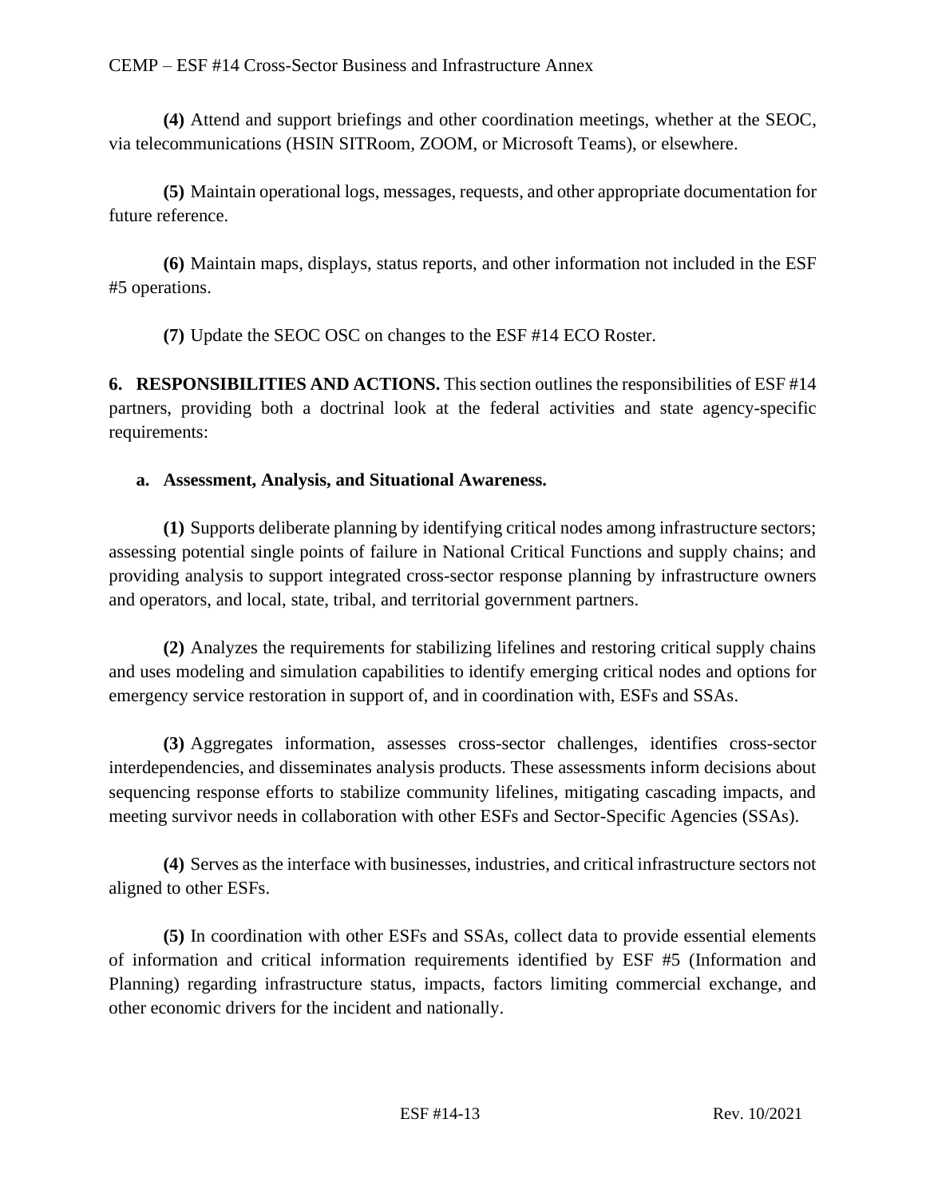**(4)** Attend and support briefings and other coordination meetings, whether at the SEOC, via telecommunications (HSIN SITRoom, ZOOM, or Microsoft Teams), or elsewhere.

**(5)** Maintain operational logs, messages, requests, and other appropriate documentation for future reference.

**(6)** Maintain maps, displays, status reports, and other information not included in the ESF #5 operations.

**(7)** Update the SEOC OSC on changes to the ESF #14 ECO Roster.

**6. RESPONSIBILITIES AND ACTIONS.** This section outlines the responsibilities of ESF #14 partners, providing both a doctrinal look at the federal activities and state agency-specific requirements:

**a. Assessment, Analysis, and Situational Awareness.**

**(1)** Supports deliberate planning by identifying critical nodes among infrastructure sectors; assessing potential single points of failure in National Critical Functions and supply chains; and providing analysis to support integrated cross-sector response planning by infrastructure owners and operators, and local, state, tribal, and territorial government partners.

**(2)** Analyzes the requirements for stabilizing lifelines and restoring critical supply chains and uses modeling and simulation capabilities to identify emerging critical nodes and options for emergency service restoration in support of, and in coordination with, ESFs and SSAs.

**(3)** Aggregates information, assesses cross-sector challenges, identifies cross-sector interdependencies, and disseminates analysis products. These assessments inform decisions about sequencing response efforts to stabilize community lifelines, mitigating cascading impacts, and meeting survivor needs in collaboration with other ESFs and Sector-Specific Agencies (SSAs).

**(4)** Serves as the interface with businesses, industries, and critical infrastructure sectors not aligned to other ESFs.

**(5)** In coordination with other ESFs and SSAs, collect data to provide essential elements of information and critical information requirements identified by ESF #5 (Information and Planning) regarding infrastructure status, impacts, factors limiting commercial exchange, and other economic drivers for the incident and nationally.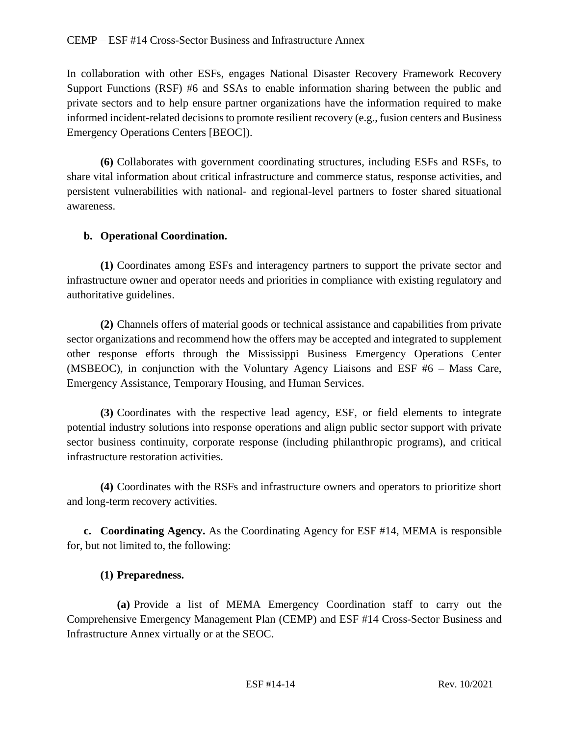In collaboration with other ESFs, engages National Disaster Recovery Framework Recovery Support Functions (RSF) #6 and SSAs to enable information sharing between the public and private sectors and to help ensure partner organizations have the information required to make informed incident-related decisions to promote resilient recovery (e.g., fusion centers and Business Emergency Operations Centers [BEOC]).

**(6)** Collaborates with government coordinating structures, including ESFs and RSFs, to share vital information about critical infrastructure and commerce status, response activities, and persistent vulnerabilities with national- and regional-level partners to foster shared situational awareness.

**b. Operational Coordination.**

**(1)** Coordinates among ESFs and interagency partners to support the private sector and infrastructure owner and operator needs and priorities in compliance with existing regulatory and authoritative guidelines.

**(2)** Channels offers of material goods or technical assistance and capabilities from private sector organizations and recommend how the offers may be accepted and integrated to supplement other response efforts through the Mississippi Business Emergency Operations Center (MSBEOC), in conjunction with the Voluntary Agency Liaisons and ESF #6 – Mass Care, Emergency Assistance, Temporary Housing, and Human Services.

**(3)** Coordinates with the respective lead agency, ESF, or field elements to integrate potential industry solutions into response operations and align public sector support with private sector business continuity, corporate response (including philanthropic programs), and critical infrastructure restoration activities.

**(4)** Coordinates with the RSFs and infrastructure owners and operators to prioritize short and long-term recovery activities.

**c. Coordinating Agency.** As the Coordinating Agency for ESF #14, MEMA is responsible for, but not limited to, the following:

**(1) Preparedness.**

**(a)** Provide a list of MEMA Emergency Coordination staff to carry out the Comprehensive Emergency Management Plan (CEMP) and ESF #14 Cross-Sector Business and Infrastructure Annex virtually or at the SEOC.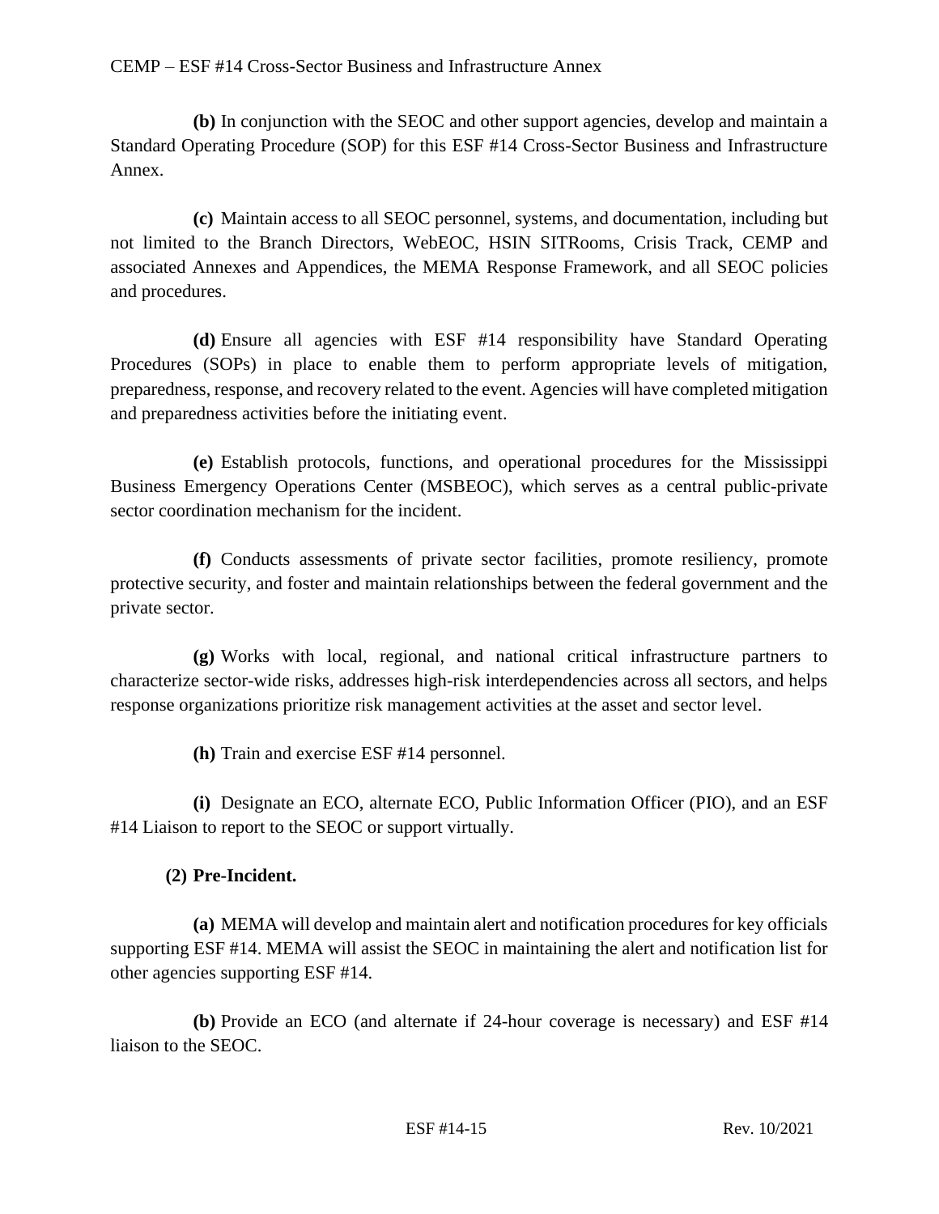**(b)** In conjunction with the SEOC and other support agencies, develop and maintain a Standard Operating Procedure (SOP) for this ESF #14 Cross-Sector Business and Infrastructure Annex.

**(c)** Maintain access to all SEOC personnel, systems, and documentation, including but not limited to the Branch Directors, WebEOC, HSIN SITRooms, Crisis Track, CEMP and associated Annexes and Appendices, the MEMA Response Framework, and all SEOC policies and procedures.

**(d)** Ensure all agencies with ESF #14 responsibility have Standard Operating Procedures (SOPs) in place to enable them to perform appropriate levels of mitigation, preparedness, response, and recovery related to the event. Agencies will have completed mitigation and preparedness activities before the initiating event.

**(e)** Establish protocols, functions, and operational procedures for the Mississippi Business Emergency Operations Center (MSBEOC), which serves as a central public-private sector coordination mechanism for the incident.

**(f)** Conducts assessments of private sector facilities, promote resiliency, promote protective security, and foster and maintain relationships between the federal government and the private sector.

**(g)** Works with local, regional, and national critical infrastructure partners to characterize sector-wide risks, addresses high-risk interdependencies across all sectors, and helps response organizations prioritize risk management activities at the asset and sector level.

**(h)** Train and exercise ESF #14 personnel.

**(i)** Designate an ECO, alternate ECO, Public Information Officer (PIO), and an ESF #14 Liaison to report to the SEOC or support virtually.

**(2) Pre-Incident.**

**(a)** MEMA will develop and maintain alert and notification procedures for key officials supporting ESF #14. MEMA will assist the SEOC in maintaining the alert and notification list for other agencies supporting ESF #14.

**(b)** Provide an ECO (and alternate if 24-hour coverage is necessary) and ESF #14 liaison to the SEOC.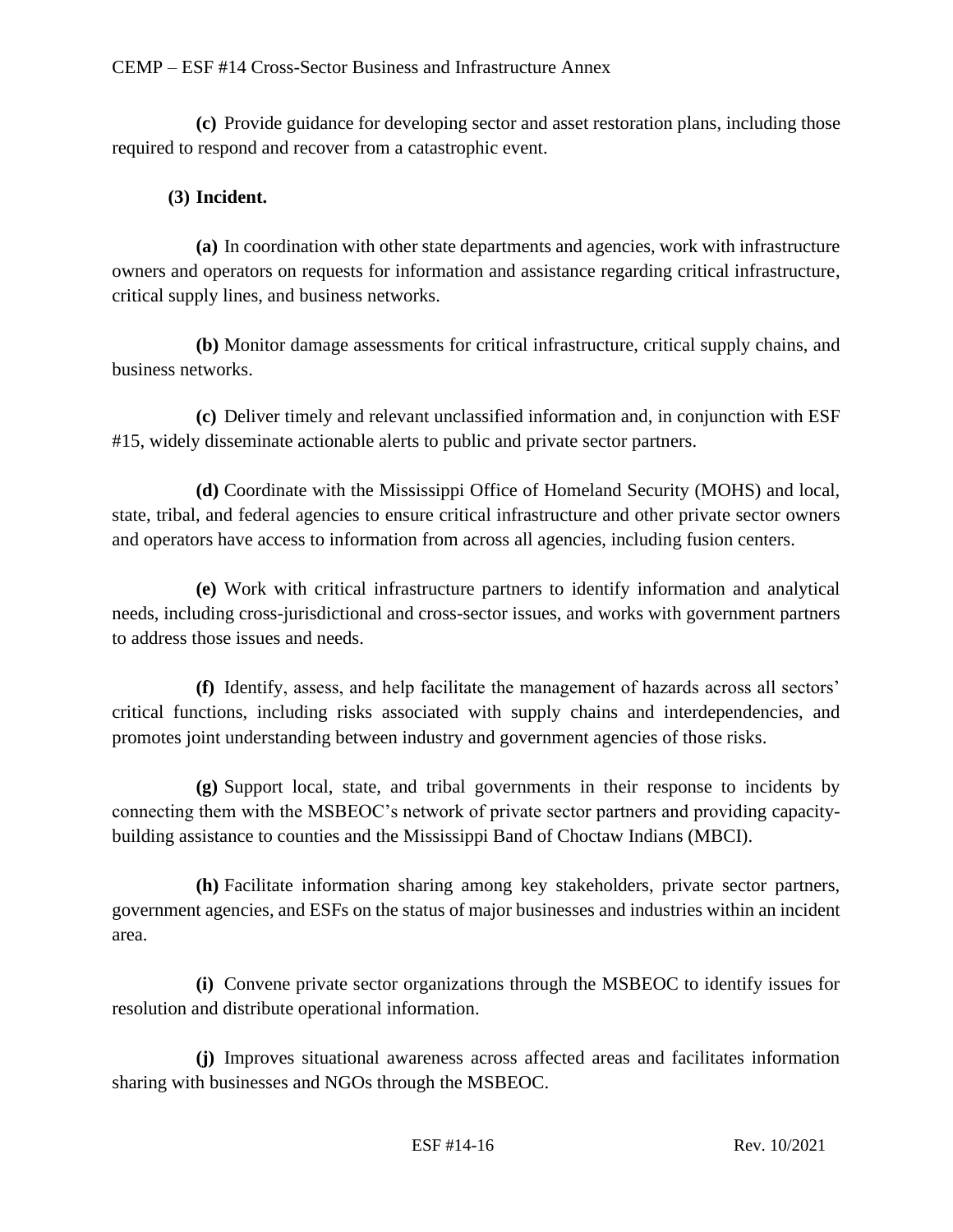**(c)** Provide guidance for developing sector and asset restoration plans, including those required to respond and recover from a catastrophic event.

**(3) Incident.**

**(a)** In coordination with other state departments and agencies, work with infrastructure owners and operators on requests for information and assistance regarding critical infrastructure, critical supply lines, and business networks.

**(b)** Monitor damage assessments for critical infrastructure, critical supply chains, and business networks.

**(c)** Deliver timely and relevant unclassified information and, in conjunction with ESF #15, widely disseminate actionable alerts to public and private sector partners.

**(d)** Coordinate with the Mississippi Office of Homeland Security (MOHS) and local, state, tribal, and federal agencies to ensure critical infrastructure and other private sector owners and operators have access to information from across all agencies, including fusion centers.

**(e)** Work with critical infrastructure partners to identify information and analytical needs, including cross-jurisdictional and cross-sector issues, and works with government partners to address those issues and needs.

**(f)** Identify, assess, and help facilitate the management of hazards across all sectors' critical functions, including risks associated with supply chains and interdependencies, and promotes joint understanding between industry and government agencies of those risks.

**(g)** Support local, state, and tribal governments in their response to incidents by connecting them with the MSBEOC's network of private sector partners and providing capacity-building assistance to counties and the Mississippi Band of Choctaw Indians (MBCI).

**(h)** Facilitate information sharing among key stakeholders, private sector partners, government agencies, and ESFs on the status of major businesses and industries within an incident area.

**(i)** Convene private sector organizations through the MSBEOC to identify issues for resolution and distribute operational information.

**(j)** Improves situational awareness across affected areas and facilitates information sharing with businesses and NGOs through the MSBEOC.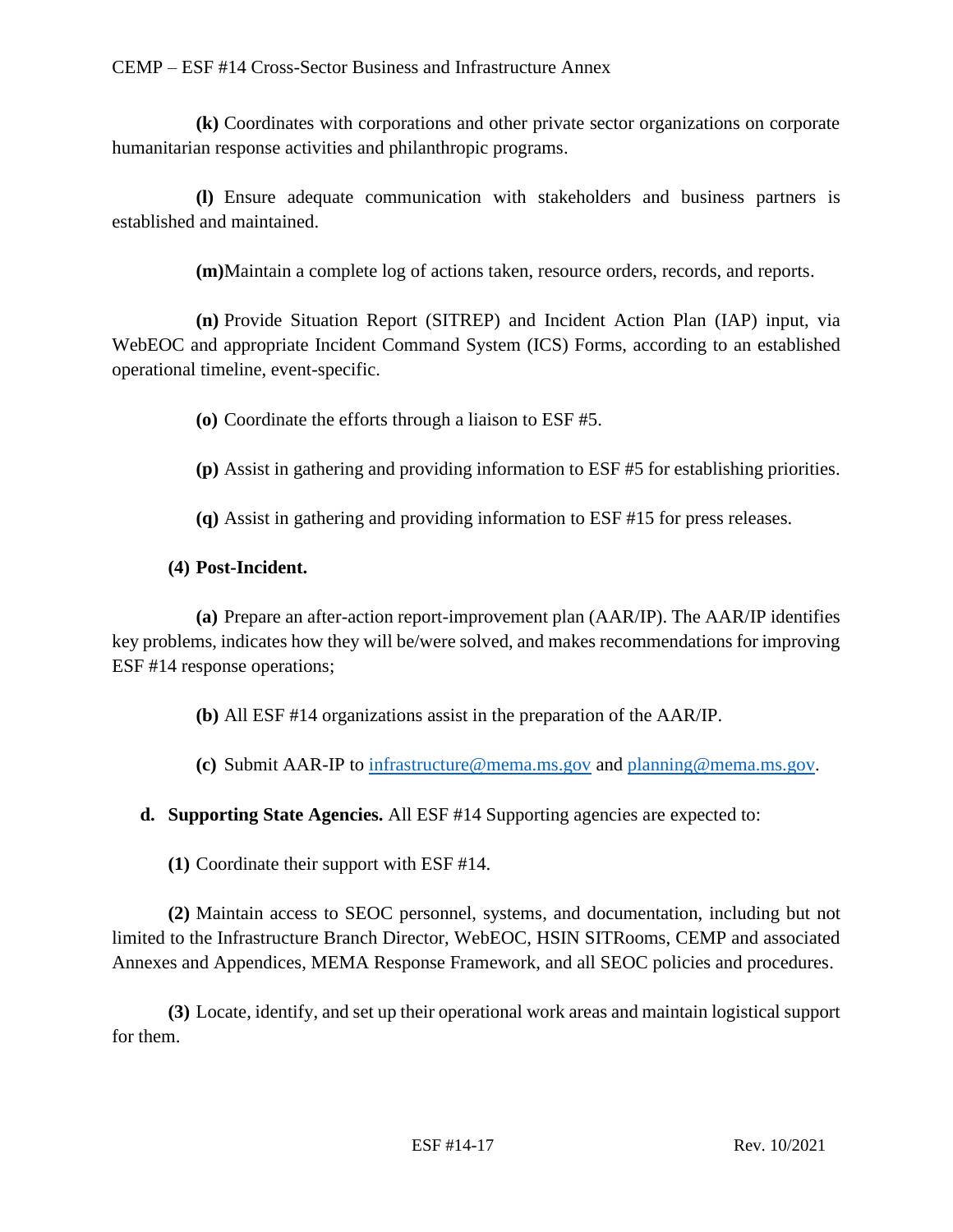**(k)** Coordinates with corporations and other private sector organizations on corporate humanitarian response activities and philanthropic programs.

**(l)** Ensure adequate communication with stakeholders and business partners is established and maintained.

**(m)** Maintain a complete log of actions taken, resource orders, records, and reports.

**(n)** Provide Situation Report (SITREP) and Incident Action Plan (IAP) input, via WebEOC and appropriate Incident Command System (ICS) Forms, according to an established operational timeline, event-specific.

**(o)** Coordinate the efforts through a liaison to ESF #5.

**(p)** Assist in gathering and providing information to ESF #5 for establishing priorities.

**(q)** Assist in gathering and providing information to ESF #15 for press releases.

**(4) Post-Incident.**

**(a)** Prepare an after-action report-improvement plan (AAR/IP). The AAR/IP identifies key problems, indicates how they will be/were solved, and makes recommendations for improving ESF #14 response operations;

**(b)** All ESF #14 organizations assist in the preparation of the AAR/IP.

**(c)** Submit AAR-IP to infrastructure@mema.ms.gov and planning@mema.ms.gov.

**d. Supporting State Agencies.** All ESF #14 Supporting agencies are expected to:

**(1)** Coordinate their support with ESF #14.

**(2)** Maintain access to SEOC personnel, systems, and documentation, including but not limited to the Infrastructure Branch Director, WebEOC, HSIN SITRooms, CEMP and associated Annexes and Appendices, MEMA Response Framework, and all SEOC policies and procedures.

**(3)** Locate, identify, and set up their operational work areas and maintain logistical support for them.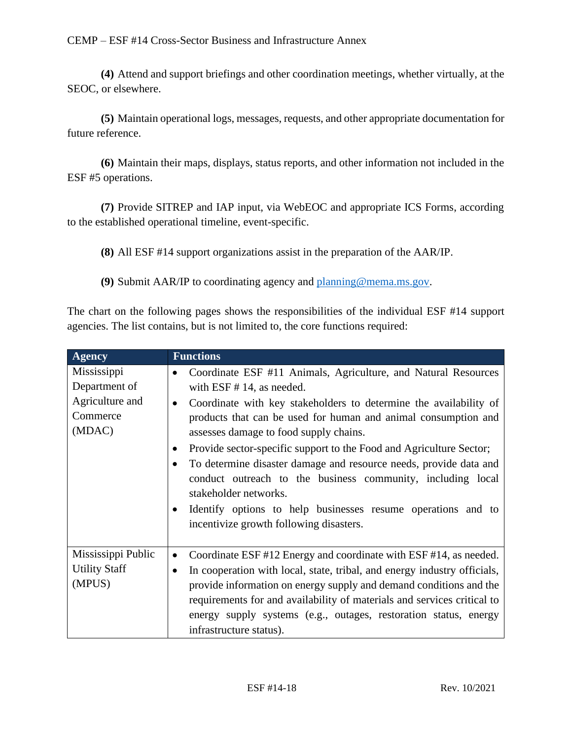**(4)** Attend and support briefings and other coordination meetings, whether virtually, at the SEOC, or elsewhere.

**(5)** Maintain operational logs, messages, requests, and other appropriate documentation for future reference.

**(6)** Maintain their maps, displays, status reports, and other information not included in the ESF #5 operations.

**(7)** Provide SITREP and IAP input, via WebEOC and appropriate ICS Forms, according to the established operational timeline, event-specific.

**(8)** All ESF #14 support organizations assist in the preparation of the AAR/IP.

**(9)** Submit AAR/IP to coordinating agency and planning@mema.ms.gov.

The chart on the following pages shows the responsibilities of the individual ESF #14 support agencies. The list contains, but is not limited to, the core functions required:

| Agency | Functions |
|---|---|
| Mississippi Department of Agriculture and Commerce (MDAC) | • Coordinate ESF #11 Animals, Agriculture, and Natural Resources with ESF # 14, as needed.<br>• Coordinate with key stakeholders to determine the availability of products that can be used for human and animal consumption and assesses damage to food supply chains.<br>• Provide sector-specific support to the Food and Agriculture Sector;<br>• To determine disaster damage and resource needs, provide data and conduct outreach to the business community, including local stakeholder networks.<br>• Identify options to help businesses resume operations and to incentivize growth following disasters. |
| Mississippi Public Utility Staff (MPUS) | • Coordinate ESF #12 Energy and coordinate with ESF #14, as needed.<br>• In cooperation with local, state, tribal, and energy industry officials, provide information on energy supply and demand conditions and the requirements for and availability of materials and services critical to energy supply systems (e.g., outages, restoration status, energy infrastructure status). |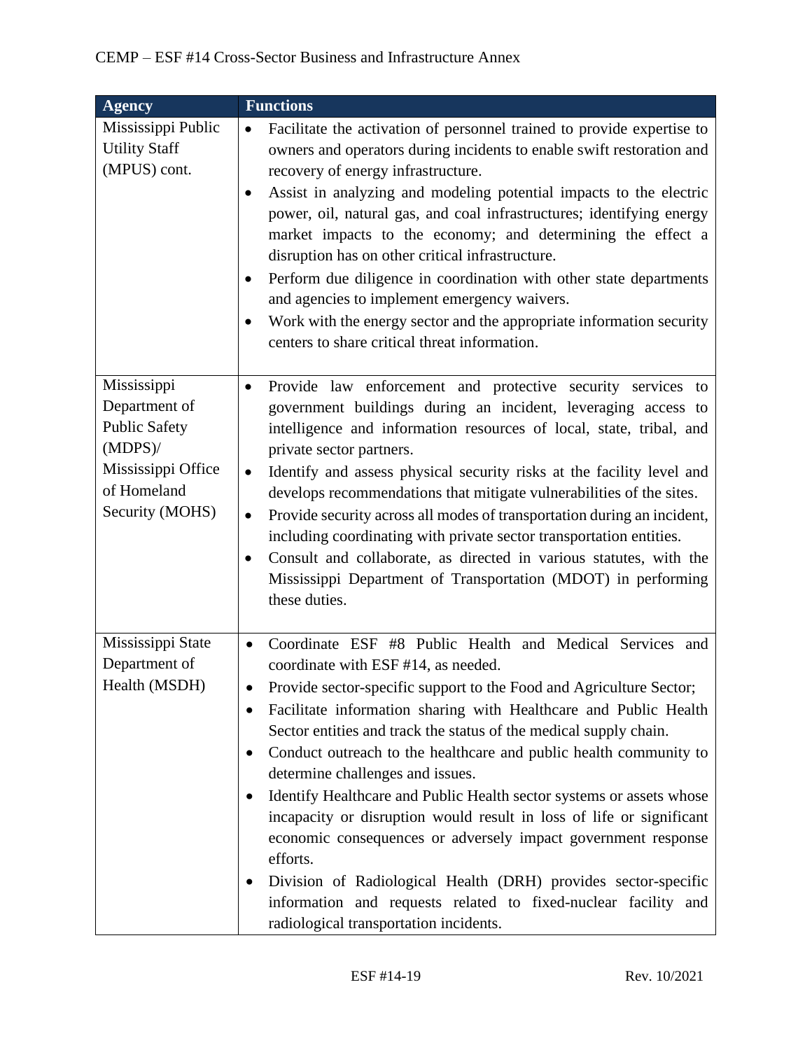| Agency | Functions |
|---|---|
| Mississippi Public Utility Staff (MPUS) cont. | • Facilitate the activation of personnel trained to provide expertise to owners and operators during incidents to enable swift restoration and recovery of energy infrastructure.<br>• Assist in analyzing and modeling potential impacts to the electric power, oil, natural gas, and coal infrastructures; identifying energy market impacts to the economy; and determining the effect a disruption has on other critical infrastructure.<br>• Perform due diligence in coordination with other state departments and agencies to implement emergency waivers.<br>• Work with the energy sector and the appropriate information security centers to share critical threat information. |
| Mississippi Department of Public Safety (MDPS)/ Mississippi Office of Homeland Security (MOHS) | • Provide law enforcement and protective security services to government buildings during an incident, leveraging access to intelligence and information resources of local, state, tribal, and private sector partners.<br>• Identify and assess physical security risks at the facility level and develops recommendations that mitigate vulnerabilities of the sites.<br>• Provide security across all modes of transportation during an incident, including coordinating with private sector transportation entities.<br>• Consult and collaborate, as directed in various statutes, with the Mississippi Department of Transportation (MDOT) in performing these duties. |
| Mississippi State Department of Health (MSDH) | • Coordinate ESF #8 Public Health and Medical Services and coordinate with ESF #14, as needed.<br>• Provide sector-specific support to the Food and Agriculture Sector;<br>• Facilitate information sharing with Healthcare and Public Health Sector entities and track the status of the medical supply chain.<br>• Conduct outreach to the healthcare and public health community to determine challenges and issues.<br>• Identify Healthcare and Public Health sector systems or assets whose incapacity or disruption would result in loss of life or significant economic consequences or adversely impact government response efforts.<br>• Division of Radiological Health (DRH) provides sector-specific information and requests related to fixed-nuclear facility and radiological transportation incidents. |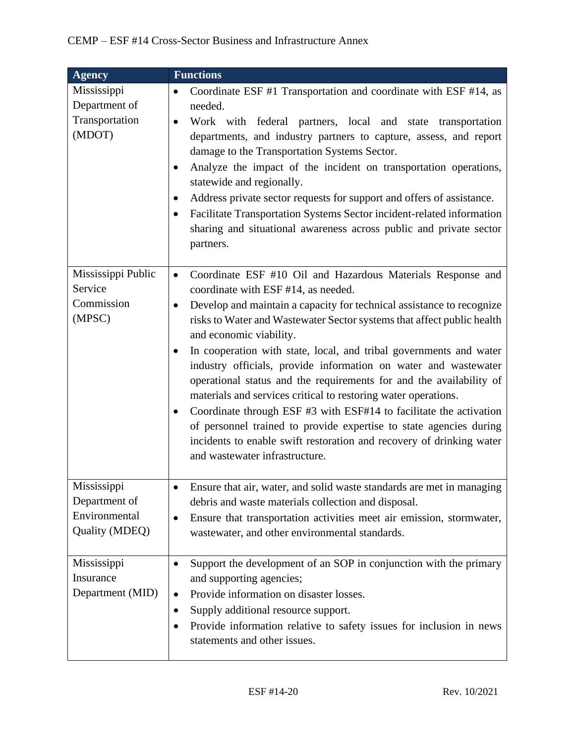| Agency | Functions |
|---|---|
| Mississippi Department of Transportation (MDOT) | • Coordinate ESF #1 Transportation and coordinate with ESF #14, as needed.<br>• Work with federal partners, local and state transportation departments, and industry partners to capture, assess, and report damage to the Transportation Systems Sector.<br>• Analyze the impact of the incident on transportation operations, statewide and regionally.<br>• Address private sector requests for support and offers of assistance.<br>• Facilitate Transportation Systems Sector incident-related information sharing and situational awareness across public and private sector partners. |
| Mississippi Public Service Commission (MPSC) | • Coordinate ESF #10 Oil and Hazardous Materials Response and coordinate with ESF #14, as needed.<br>• Develop and maintain a capacity for technical assistance to recognize risks to Water and Wastewater Sector systems that affect public health and economic viability.<br>• In cooperation with state, local, and tribal governments and water industry officials, provide information on water and wastewater operational status and the requirements for and the availability of materials and services critical to restoring water operations.<br>• Coordinate through ESF #3 with ESF#14 to facilitate the activation of personnel trained to provide expertise to state agencies during incidents to enable swift restoration and recovery of drinking water and wastewater infrastructure. |
| Mississippi Department of Environmental Quality (MDEQ) | • Ensure that air, water, and solid waste standards are met in managing debris and waste materials collection and disposal.<br>• Ensure that transportation activities meet air emission, stormwater, wastewater, and other environmental standards. |
| Mississippi Insurance Department (MID) | • Support the development of an SOP in conjunction with the primary and supporting agencies;<br>• Provide information on disaster losses.<br>• Supply additional resource support.<br>• Provide information relative to safety issues for inclusion in news statements and other issues. |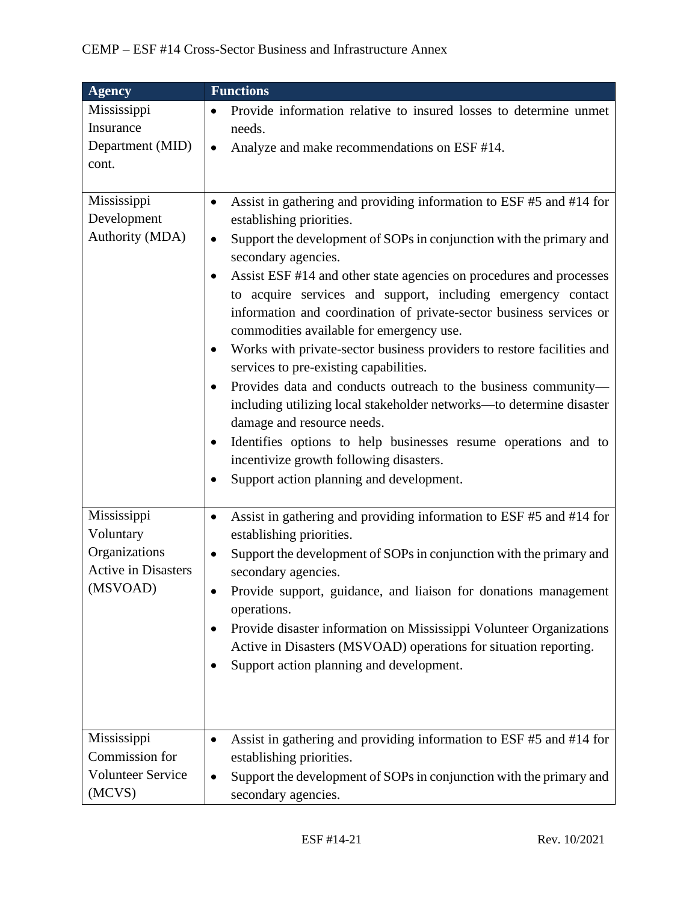| Agency | Functions |
|---|---|
| Mississippi Insurance Department (MID) cont. | • Provide information relative to insured losses to determine unmet needs.<br>• Analyze and make recommendations on ESF #14. |
| Mississippi Development Authority (MDA) | • Assist in gathering and providing information to ESF #5 and #14 for establishing priorities.<br>• Support the development of SOPs in conjunction with the primary and secondary agencies.<br>• Assist ESF #14 and other state agencies on procedures and processes to acquire services and support, including emergency contact information and coordination of private-sector business services or commodities available for emergency use.<br>• Works with private-sector business providers to restore facilities and services to pre-existing capabilities.<br>• Provides data and conducts outreach to the business community—including utilizing local stakeholder networks—to determine disaster damage and resource needs.<br>• Identifies options to help businesses resume operations and to incentivize growth following disasters.<br>• Support action planning and development. |
| Mississippi Voluntary Organizations Active in Disasters (MSVOAD) | • Assist in gathering and providing information to ESF #5 and #14 for establishing priorities.<br>• Support the development of SOPs in conjunction with the primary and secondary agencies.<br>• Provide support, guidance, and liaison for donations management operations.<br>• Provide disaster information on Mississippi Volunteer Organizations Active in Disasters (MSVOAD) operations for situation reporting.<br>• Support action planning and development. |
| Mississippi Commission for Volunteer Service (MCVS) | • Assist in gathering and providing information to ESF #5 and #14 for establishing priorities.<br>• Support the development of SOPs in conjunction with the primary and secondary agencies. |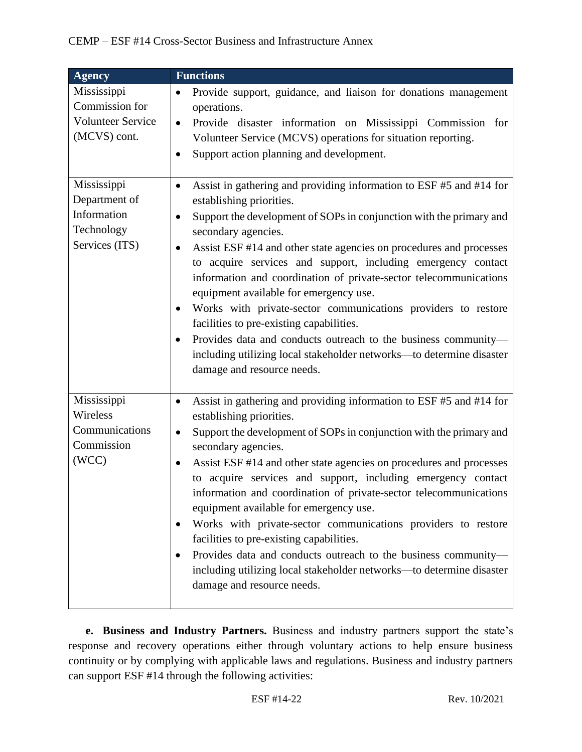| Agency | Functions |
| --- | --- |
| Mississippi Commission for Volunteer Service (MCVS) cont. | • Provide support, guidance, and liaison for donations management operations.<br>• Provide disaster information on Mississippi Commission for Volunteer Service (MCVS) operations for situation reporting.<br>• Support action planning and development. |
| Mississippi Department of Information Technology Services (ITS) | • Assist in gathering and providing information to ESF #5 and #14 for establishing priorities.<br>• Support the development of SOPs in conjunction with the primary and secondary agencies.<br>• Assist ESF #14 and other state agencies on procedures and processes to acquire services and support, including emergency contact information and coordination of private-sector telecommunications equipment available for emergency use.<br>• Works with private-sector communications providers to restore facilities to pre-existing capabilities.<br>• Provides data and conducts outreach to the business community—including utilizing local stakeholder networks—to determine disaster damage and resource needs. |
| Mississippi Wireless Communications Commission (WCC) | • Assist in gathering and providing information to ESF #5 and #14 for establishing priorities.<br>• Support the development of SOPs in conjunction with the primary and secondary agencies.<br>• Assist ESF #14 and other state agencies on procedures and processes to acquire services and support, including emergency contact information and coordination of private-sector telecommunications equipment available for emergency use.<br>• Works with private-sector communications providers to restore facilities to pre-existing capabilities.<br>• Provides data and conducts outreach to the business community—including utilizing local stakeholder networks—to determine disaster damage and resource needs. |

**e. Business and Industry Partners.** Business and industry partners support the state's response and recovery operations either through voluntary actions to help ensure business continuity or by complying with applicable laws and regulations. Business and industry partners can support ESF #14 through the following activities: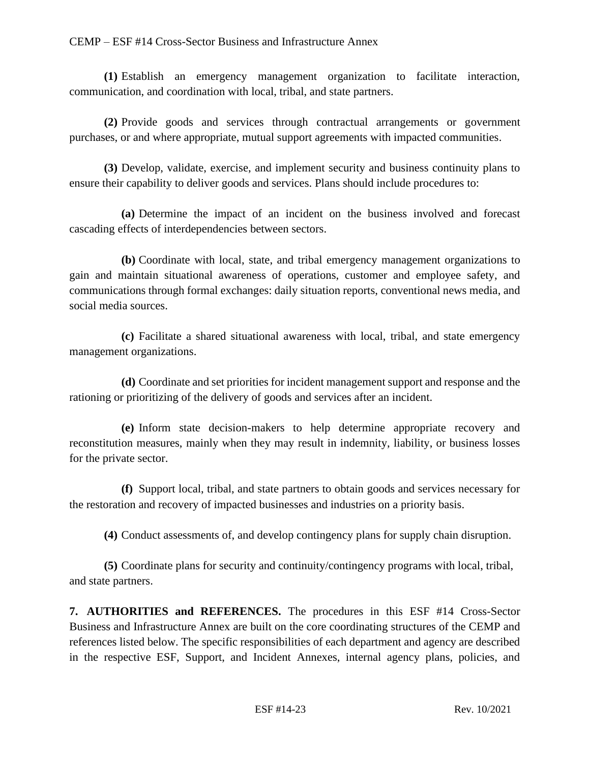**(1)** Establish an emergency management organization to facilitate interaction, communication, and coordination with local, tribal, and state partners.

**(2)** Provide goods and services through contractual arrangements or government purchases, or and where appropriate, mutual support agreements with impacted communities.

**(3)** Develop, validate, exercise, and implement security and business continuity plans to ensure their capability to deliver goods and services. Plans should include procedures to:

**(a)** Determine the impact of an incident on the business involved and forecast cascading effects of interdependencies between sectors.

**(b)** Coordinate with local, state, and tribal emergency management organizations to gain and maintain situational awareness of operations, customer and employee safety, and communications through formal exchanges: daily situation reports, conventional news media, and social media sources.

**(c)** Facilitate a shared situational awareness with local, tribal, and state emergency management organizations.

**(d)** Coordinate and set priorities for incident management support and response and the rationing or prioritizing of the delivery of goods and services after an incident.

**(e)** Inform state decision-makers to help determine appropriate recovery and reconstitution measures, mainly when they may result in indemnity, liability, or business losses for the private sector.

**(f)** Support local, tribal, and state partners to obtain goods and services necessary for the restoration and recovery of impacted businesses and industries on a priority basis.

**(4)** Conduct assessments of, and develop contingency plans for supply chain disruption.

**(5)** Coordinate plans for security and continuity/contingency programs with local, tribal, and state partners.

**7. AUTHORITIES and REFERENCES.** The procedures in this ESF #14 Cross-Sector Business and Infrastructure Annex are built on the core coordinating structures of the CEMP and references listed below. The specific responsibilities of each department and agency are described in the respective ESF, Support, and Incident Annexes, internal agency plans, policies, and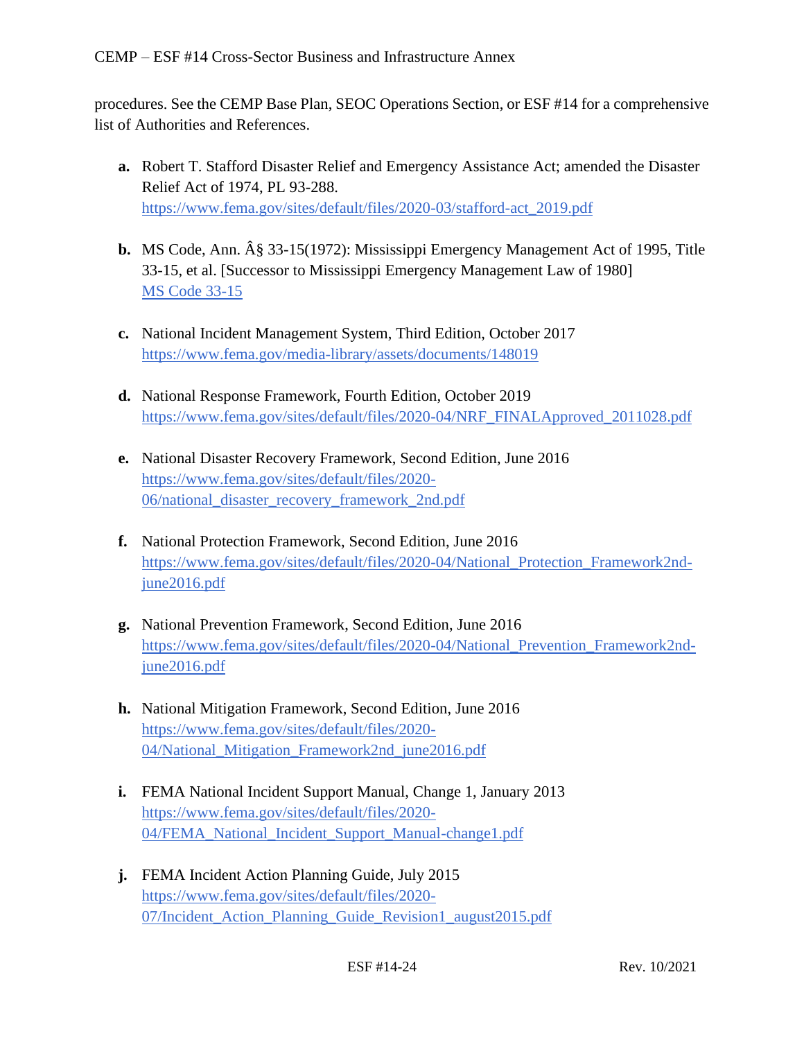procedures. See the CEMP Base Plan, SEOC Operations Section, or ESF #14 for a comprehensive list of Authorities and References.

a. Robert T. Stafford Disaster Relief and Emergency Assistance Act; amended the Disaster Relief Act of 1974, PL 93-288. https://www.fema.gov/sites/default/files/2020-03/stafford-act_2019.pdf

b. MS Code, Ann. Â§ 33-15(1972): Mississippi Emergency Management Act of 1995, Title 33-15, et al. [Successor to Mississippi Emergency Management Law of 1980] MS Code 33-15

c. National Incident Management System, Third Edition, October 2017 https://www.fema.gov/media-library/assets/documents/148019

d. National Response Framework, Fourth Edition, October 2019 https://www.fema.gov/sites/default/files/2020-04/NRF_FINALApproved_2011028.pdf

e. National Disaster Recovery Framework, Second Edition, June 2016 https://www.fema.gov/sites/default/files/2020-06/national_disaster_recovery_framework_2nd.pdf

f. National Protection Framework, Second Edition, June 2016 https://www.fema.gov/sites/default/files/2020-04/National_Protection_Framework2nd-june2016.pdf

g. National Prevention Framework, Second Edition, June 2016 https://www.fema.gov/sites/default/files/2020-04/National_Prevention_Framework2nd-june2016.pdf

h. National Mitigation Framework, Second Edition, June 2016 https://www.fema.gov/sites/default/files/2020-04/National_Mitigation_Framework2nd_june2016.pdf

i. FEMA National Incident Support Manual, Change 1, January 2013 https://www.fema.gov/sites/default/files/2020-04/FEMA_National_Incident_Support_Manual-change1.pdf

j. FEMA Incident Action Planning Guide, July 2015 https://www.fema.gov/sites/default/files/2020-07/Incident_Action_Planning_Guide_Revision1_august2015.pdf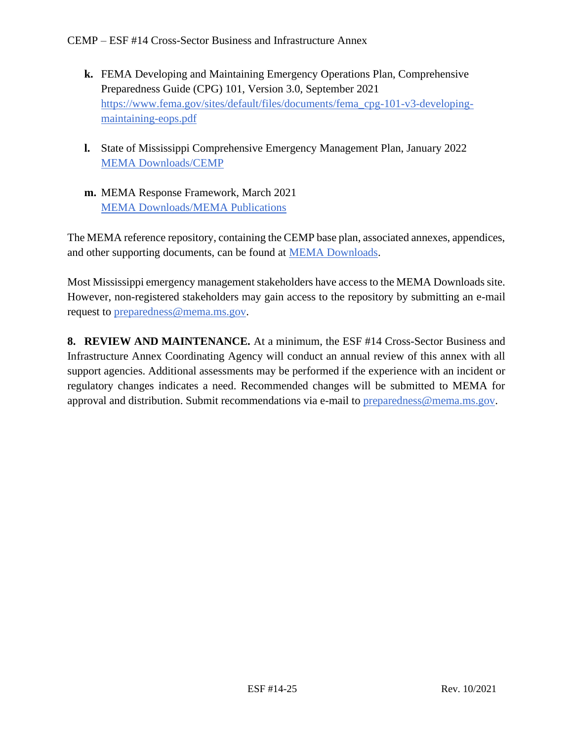**k.** FEMA Developing and Maintaining Emergency Operations Plan, Comprehensive Preparedness Guide (CPG) 101, Version 3.0, September 2021
[https://www.fema.gov/sites/default/files/documents/fema_cpg-101-v3-developing-maintaining-eops.pdf](https://www.fema.gov/sites/default/files/documents/fema_cpg-101-v3-developing-maintaining-eops.pdf)

**l.** State of Mississippi Comprehensive Emergency Management Plan, January 2022
MEMA Downloads/CEMP

**m.** MEMA Response Framework, March 2021
MEMA Downloads/MEMA Publications

The MEMA reference repository, containing the CEMP base plan, associated annexes, appendices, and other supporting documents, can be found at MEMA Downloads.

Most Mississippi emergency management stakeholders have access to the MEMA Downloads site. However, non-registered stakeholders may gain access to the repository by submitting an e-mail request to preparedness@mema.ms.gov.

**8. REVIEW AND MAINTENANCE.** At a minimum, the ESF #14 Cross-Sector Business and Infrastructure Annex Coordinating Agency will conduct an annual review of this annex with all support agencies. Additional assessments may be performed if the experience with an incident or regulatory changes indicates a need. Recommended changes will be submitted to MEMA for approval and distribution. Submit recommendations via e-mail to preparedness@mema.ms.gov.